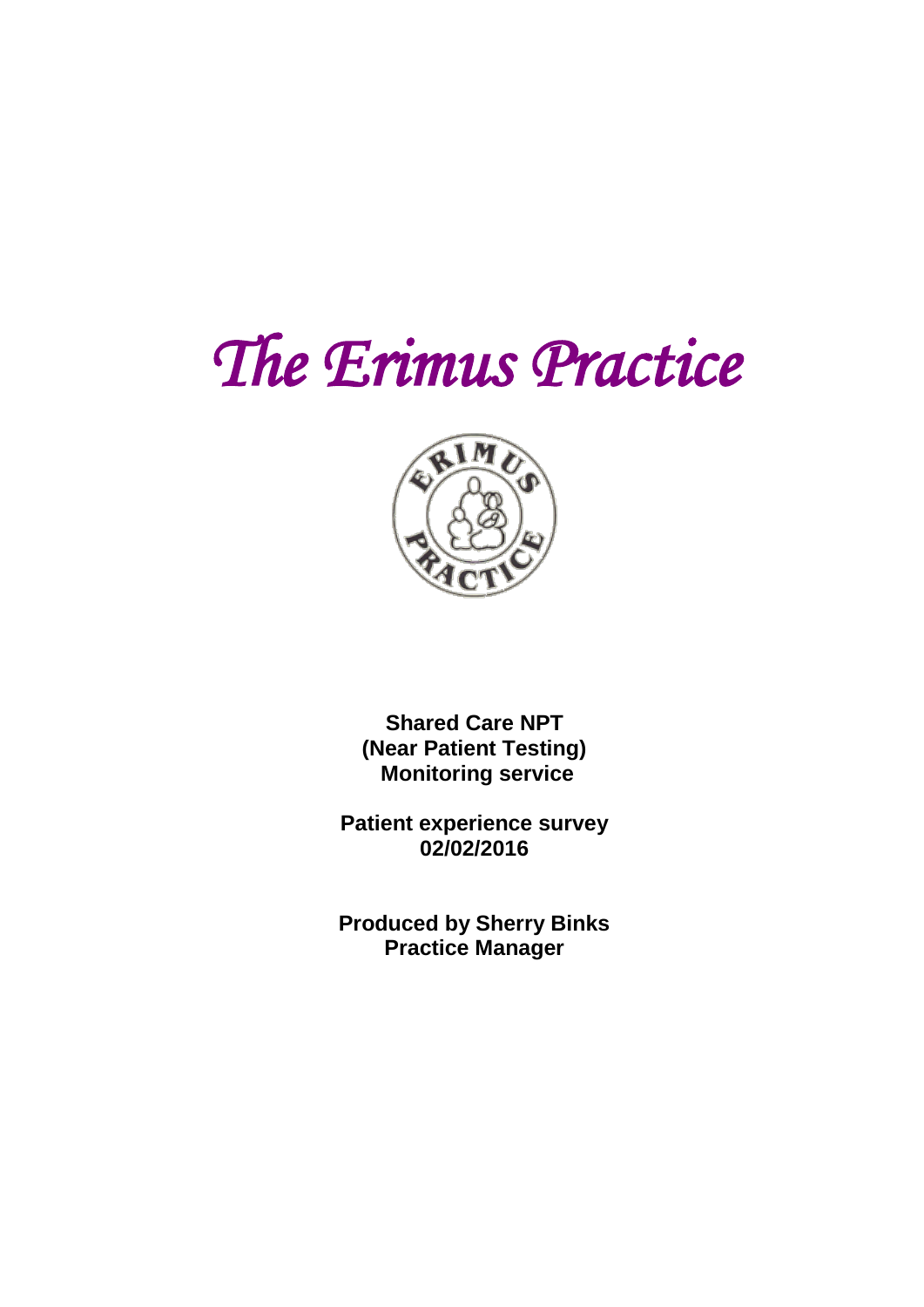# *The Erimus Practice*

**Shared Care NPT**
**(Near Patient Testing)**
**Monitoring service**

**Patient experience survey**
**02/02/2016**

**Produced by Sherry Binks**
**Practice Manager**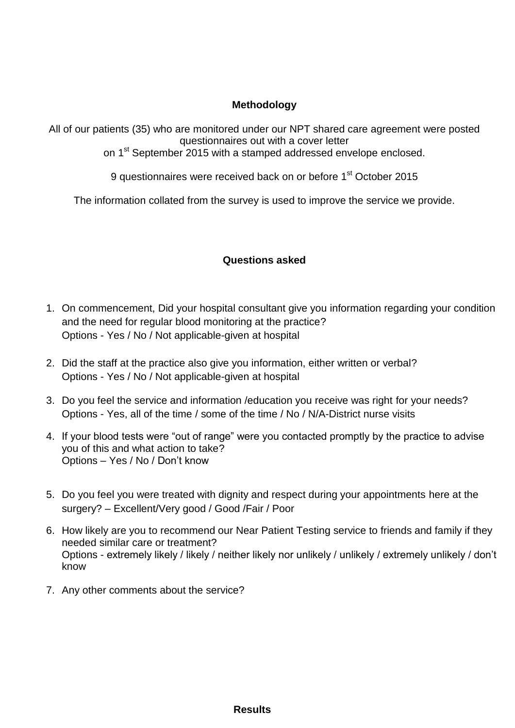## Methodology

All of our patients (35) who are monitored under our NPT shared care agreement were posted questionnaires out with a cover letter on 1st September 2015 with a stamped addressed envelope enclosed.

9 questionnaires were received back on or before 1st October 2015

The information collated from the survey is used to improve the service we provide.

## Questions asked

1. On commencement, Did your hospital consultant give you information regarding your condition and the need for regular blood monitoring at the practice?
   Options - Yes / No / Not applicable-given at hospital
2. Did the staff at the practice also give you information, either written or verbal?
   Options - Yes / No / Not applicable-given at hospital
3. Do you feel the service and information /education you receive was right for your needs?
   Options - Yes, all of the time / some of the time / No / N/A-District nurse visits
4. If your blood tests were "out of range" were you contacted promptly by the practice to advise you of this and what action to take?
   Options – Yes / No / Don't know
5. Do you feel you were treated with dignity and respect during your appointments here at the surgery? – Excellent/Very good / Good /Fair / Poor
6. How likely are you to recommend our Near Patient Testing service to friends and family if they needed similar care or treatment?
   Options - extremely likely / likely / neither likely nor unlikely / unlikely / extremely unlikely / don't know
7. Any other comments about the service?

## Results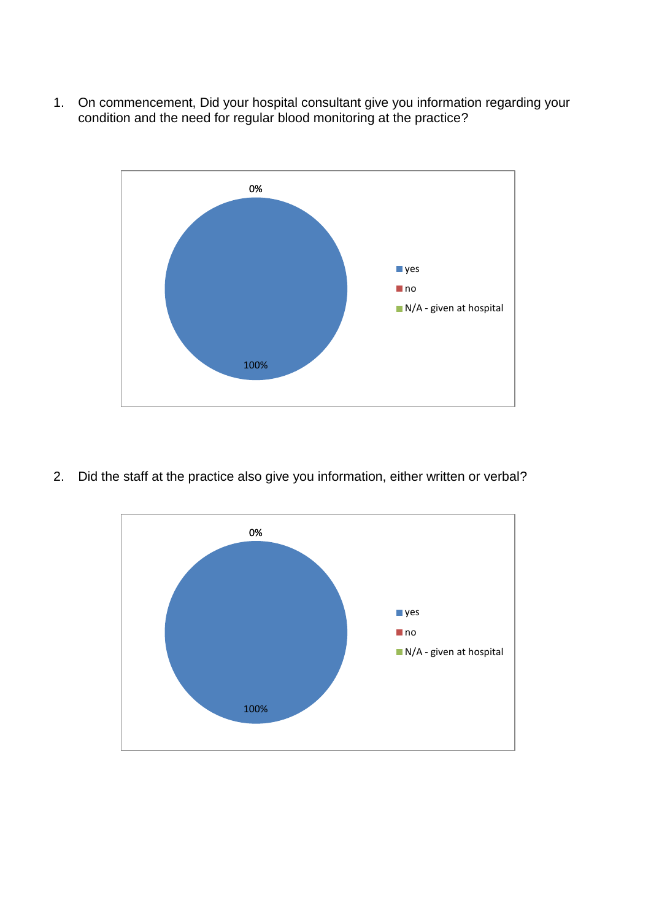1. On commencement, Did your hospital consultant give you information regarding your condition and the need for regular blood monitoring at the practice?

0%

100%

- yes
- no
- N/A - given at hospital

2. Did the staff at the practice also give you information, either written or verbal?

0%

100%

- yes
- no
- N/A - given at hospital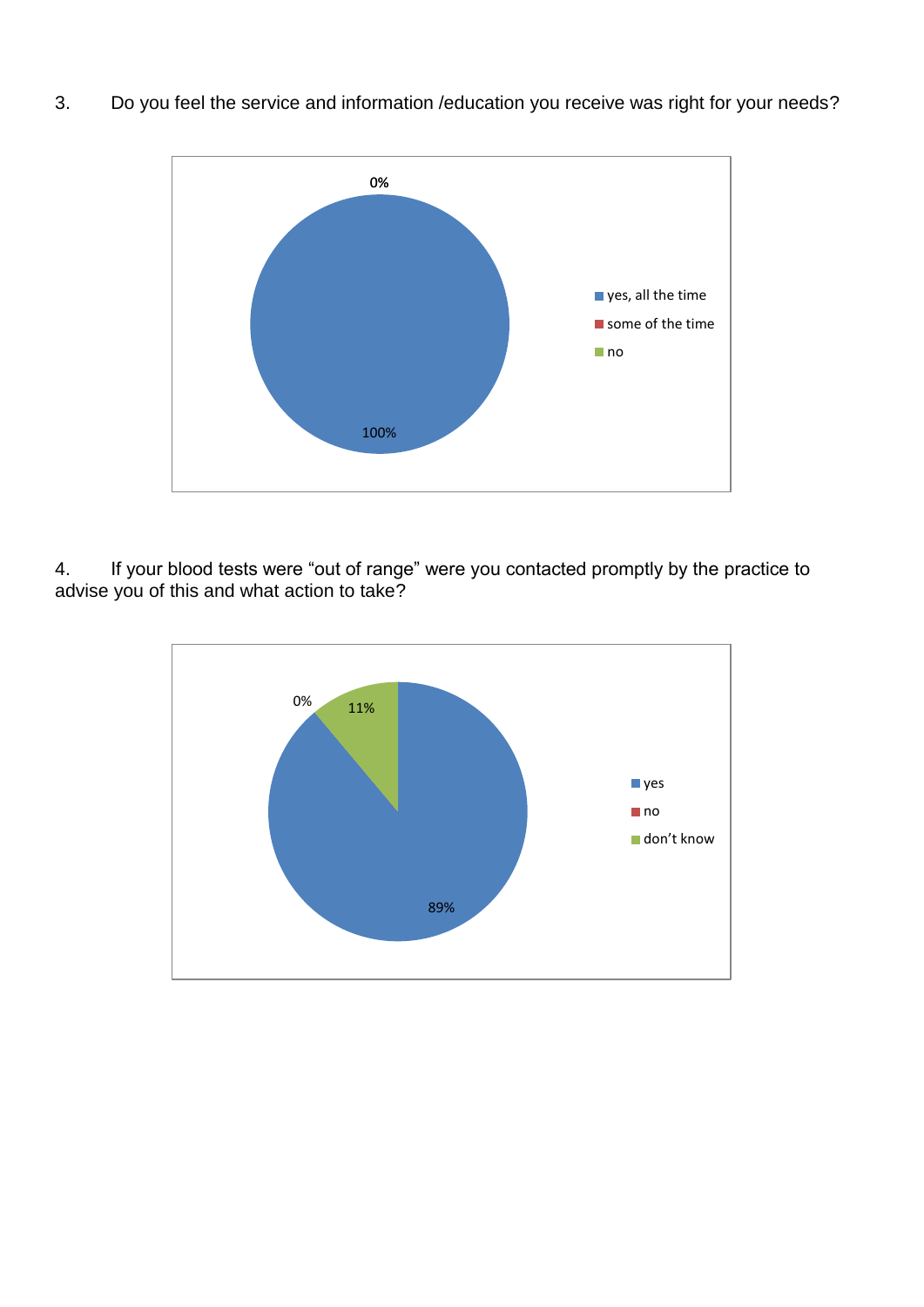3. Do you feel the service and information /education you receive was right for your needs?

0%

100%

- yes, all the time
- some of the time
- no

4. If your blood tests were "out of range" were you contacted promptly by the practice to advise you of this and what action to take?

0%

11%

89%

- yes
- no
- don't know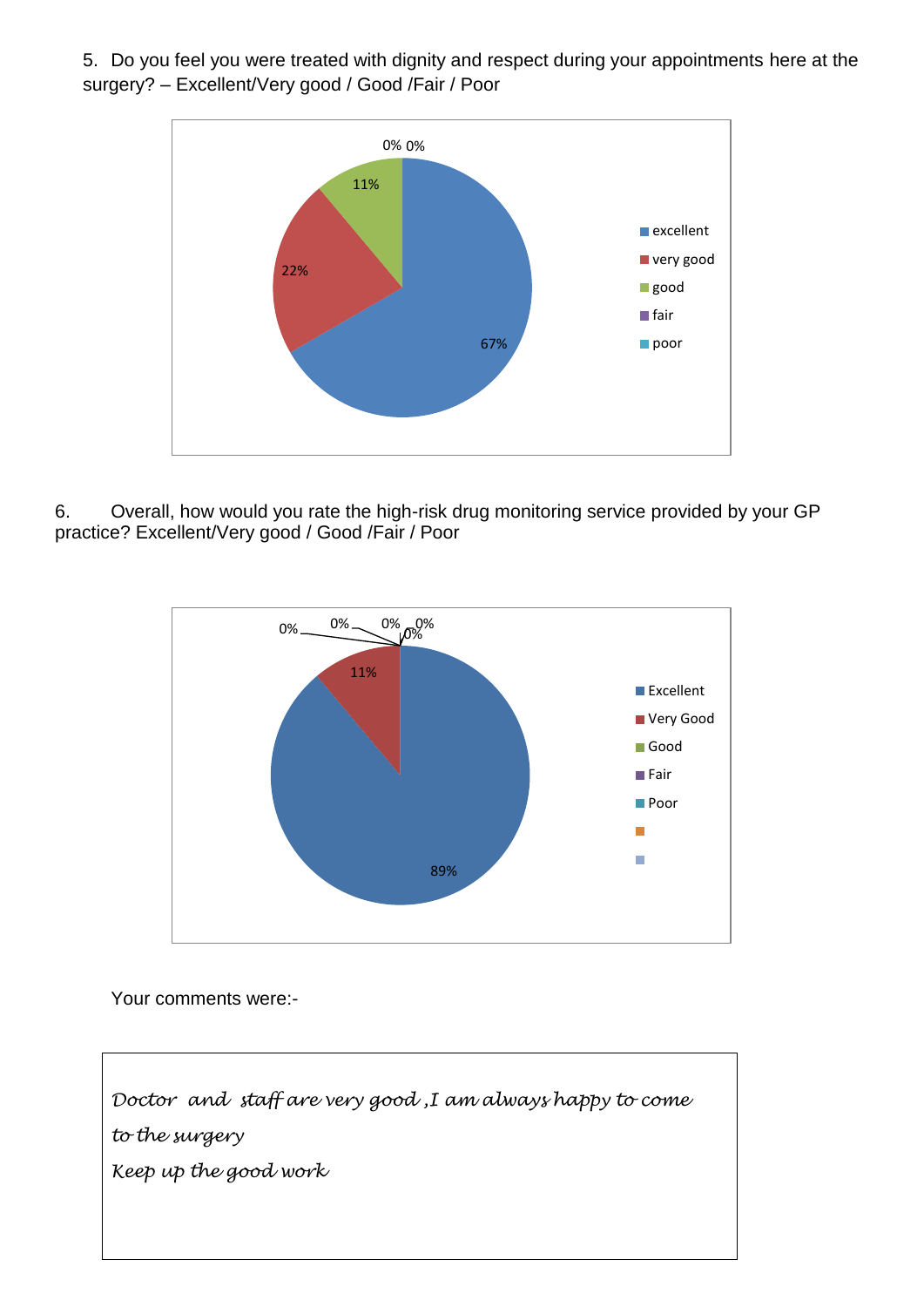5. Do you feel you were treated with dignity and respect during your appointments here at the surgery? – Excellent/Very good / Good /Fair / Poor

| Rating | Percentage |
| --- | --- |
| excellent | 67% |
| very good | 22% |
| good | 11% |
| fair | 0% |
| poor | 0% |

6. Overall, how would you rate the high-risk drug monitoring service provided by your GP practice? Excellent/Very good / Good /Fair / Poor

| Rating | Percentage |
| --- | --- |
| Excellent | 89% |
| Very Good | 11% |
| Good | 0% |
| Fair | 0% |
| Poor | 0% |

Your comments were:-

*Doctor and staff are very good ,I am always happy to come to the surgery*

*Keep up the good work*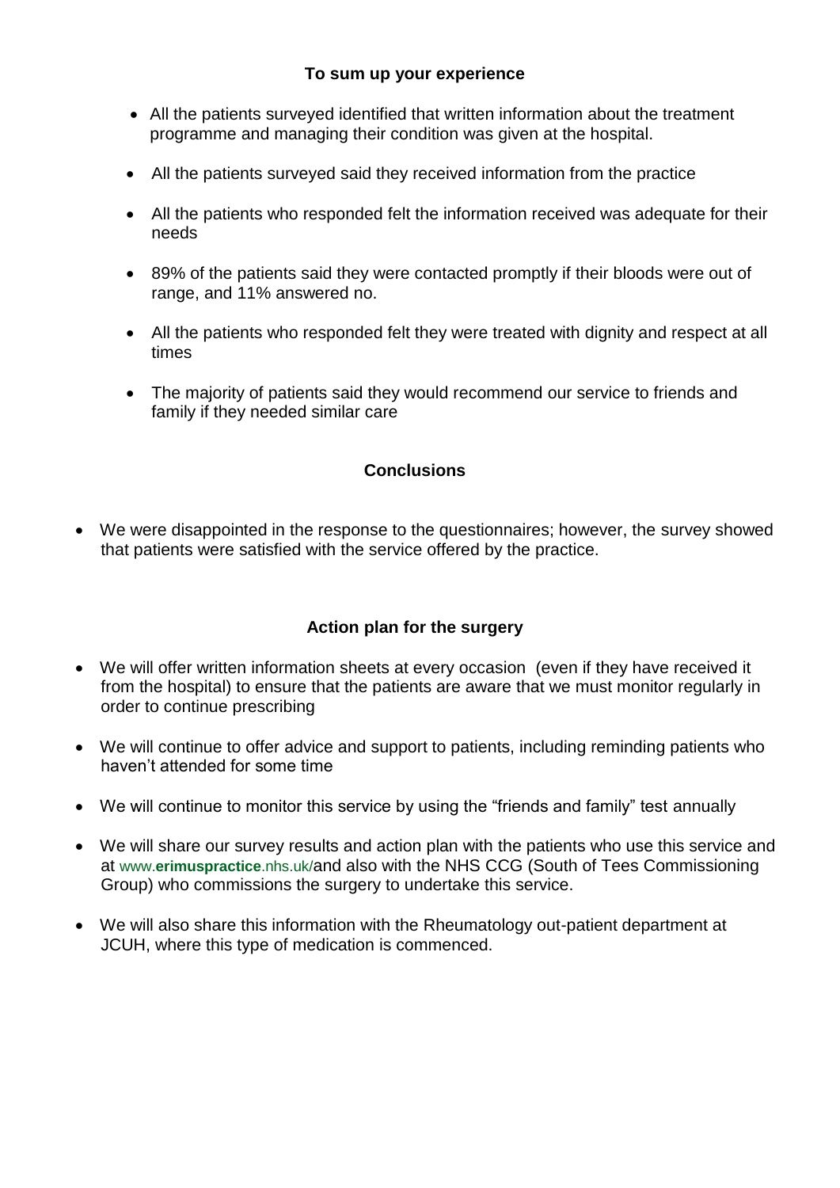### To sum up your experience

- All the patients surveyed identified that written information about the treatment programme and managing their condition was given at the hospital.
- All the patients surveyed said they received information from the practice
- All the patients who responded felt the information received was adequate for their needs
- 89% of the patients said they were contacted promptly if their bloods were out of range, and 11% answered no.
- All the patients who responded felt they were treated with dignity and respect at all times
- The majority of patients said they would recommend our service to friends and family if they needed similar care

### Conclusions

- We were disappointed in the response to the questionnaires; however, the survey showed that patients were satisfied with the service offered by the practice.

### Action plan for the surgery

- We will offer written information sheets at every occasion (even if they have received it from the hospital) to ensure that the patients are aware that we must monitor regularly in order to continue prescribing
- We will continue to offer advice and support to patients, including reminding patients who haven't attended for some time
- We will continue to monitor this service by using the "friends and family" test annually
- We will share our survey results and action plan with the patients who use this service and at www.**erimuspractice**.nhs.uk/and also with the NHS CCG (South of Tees Commissioning Group) who commissions the surgery to undertake this service.
- We will also share this information with the Rheumatology out-patient department at JCUH, where this type of medication is commenced.